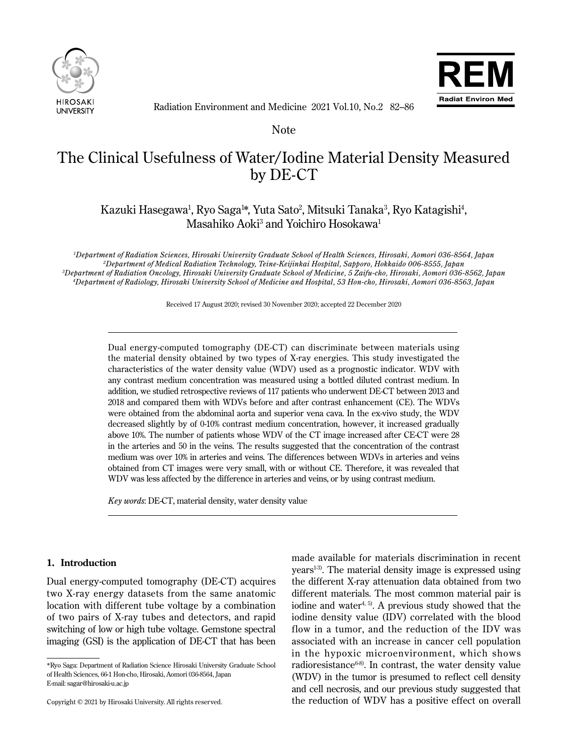Note

# The Clinical Usefulness of Water/Iodine Material Density Measured by DE-CT

Kazuki Hasegawa[1], Ryo Saga[1]*, Yuta Sato[2], Mitsuki Tanaka[3], Ryo Katagishi[4], Masahiko Aoki[3] and Yoichiro Hosokawa[1]

*[1]Department of Radiation Sciences, Hirosaki University Graduate School of Health Sciences, Hirosaki, Aomori 036-8564, Japan*
*[2]Department of Medical Radiation Technology, Teine-Keijinkai Hospital, Sapporo, Hokkaido 006-8555, Japan*
*[3]Department of Radiation Oncology, Hirosaki University Graduate School of Medicine, 5 Zaifu-cho, Hirosaki, Aomori 036-8562, Japan*
*[4]Department of Radiology, Hirosaki University School of Medicine and Hospital, 53 Hon-cho, Hirosaki, Aomori 036-8563, Japan*

Received 17 August 2020; revised 30 November 2020; accepted 22 December 2020

Dual energy-computed tomography (DE-CT) can discriminate between materials using the material density obtained by two types of X-ray energies. This study investigated the characteristics of the water density value (WDV) used as a prognostic indicator. WDV with any contrast medium concentration was measured using a bottled diluted contrast medium. In addition, we studied retrospective reviews of 117 patients who underwent DE-CT between 2013 and 2018 and compared them with WDVs before and after contrast enhancement (CE). The WDVs were obtained from the abdominal aorta and superior vena cava. In the ex-vivo study, the WDV decreased slightly by of 0-10% contrast medium concentration, however, it increased gradually above 10%. The number of patients whose WDV of the CT image increased after CE-CT were 28 in the arteries and 50 in the veins. The results suggested that the concentration of the contrast medium was over 10% in arteries and veins. The differences between WDVs in arteries and veins obtained from CT images were very small, with or without CE. Therefore, it was revealed that WDV was less affected by the difference in arteries and veins, or by using contrast medium.

*Key words*: DE-CT, material density, water density value

## 1. Introduction

Dual energy-computed tomography (DE-CT) acquires two X-ray energy datasets from the same anatomic location with different tube voltage by a combination of two pairs of X-ray tubes and detectors, and rapid switching of low or high tube voltage. Gemstone spectral imaging (GSI) is the application of DE-CT that has been made available for materials discrimination in recent years[1-3]. The material density image is expressed using the different X-ray attenuation data obtained from two different materials. The most common material pair is iodine and water[4, 5]. A previous study showed that the iodine density value (IDV) correlated with the blood flow in a tumor, and the reduction of the IDV was associated with an increase in cancer cell population in the hypoxic microenvironment, which shows radioresistance[6-8]. In contrast, the water density value (WDV) in the tumor is presumed to reflect cell density and cell necrosis, and our previous study suggested that the reduction of WDV has a positive effect on overall

*Ryo Saga: Department of Radiation Science Hirosaki University Graduate School of Health Sciences, 66-1 Hon-cho, Hirosaki, Aomori 036-8564, Japan
E-mail: sagar@hirosaki-u.ac.jp

Copyright © 2021 by Hirosaki University. All rights reserved.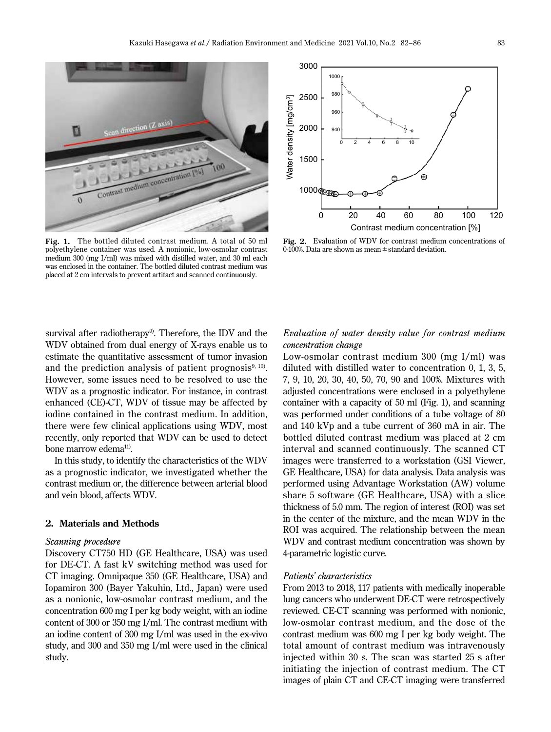Fig. 1. The bottled diluted contrast medium. A total of 50 ml polyethylene container was used. A nonionic, low-osmolar contrast medium 300 (mg I/ml) was mixed with distilled water, and 30 ml each was enclosed in the container. The bottled diluted contrast medium was placed at 2 cm intervals to prevent artifact and scanned continuously.

Fig. 2. Evaluation of WDV for contrast medium concentrations of 0-100%. Data are shown as mean ± standard deviation.

survival after radiotherapy[9]. Therefore, the IDV and the WDV obtained from dual energy of X-rays enable us to estimate the quantitative assessment of tumor invasion and the prediction analysis of patient prognosis[9, 10]. However, some issues need to be resolved to use the WDV as a prognostic indicator. For instance, in contrast enhanced (CE)-CT, WDV of tissue may be affected by iodine contained in the contrast medium. In addition, there were few clinical applications using WDV, most recently, only reported that WDV can be used to detect bone marrow edema[11].

In this study, to identify the characteristics of the WDV as a prognostic indicator, we investigated whether the contrast medium or, the difference between arterial blood and vein blood, affects WDV.

## 2. Materials and Methods

### *Scanning procedure*

Discovery CT750 HD (GE Healthcare, USA) was used for DE-CT. A fast kV switching method was used for CT imaging. Omnipaque 350 (GE Healthcare, USA) and Iopamiron 300 (Bayer Yakuhin, Ltd., Japan) were used as a nonionic, low-osmolar contrast medium, and the concentration 600 mg I per kg body weight, with an iodine content of 300 or 350 mg I/ml. The contrast medium with an iodine content of 300 mg I/ml was used in the ex-vivo study, and 300 and 350 mg I/ml were used in the clinical study.

### *Evaluation of water density value for contrast medium concentration change*

Low-osmolar contrast medium 300 (mg I/ml) was diluted with distilled water to concentration 0, 1, 3, 5, 7, 9, 10, 20, 30, 40, 50, 70, 90 and 100%. Mixtures with adjusted concentrations were enclosed in a polyethylene container with a capacity of 50 ml (Fig. 1), and scanning was performed under conditions of a tube voltage of 80 and 140 kVp and a tube current of 360 mA in air. The bottled diluted contrast medium was placed at 2 cm interval and scanned continuously. The scanned CT images were transferred to a workstation (GSI Viewer, GE Healthcare, USA) for data analysis. Data analysis was performed using Advantage Workstation (AW) volume share 5 software (GE Healthcare, USA) with a slice thickness of 5.0 mm. The region of interest (ROI) was set in the center of the mixture, and the mean WDV in the ROI was acquired. The relationship between the mean WDV and contrast medium concentration was shown by 4-parametric logistic curve.

### *Patients' characteristics*

From 2013 to 2018, 117 patients with medically inoperable lung cancers who underwent DE-CT were retrospectively reviewed. CE-CT scanning was performed with nonionic, low-osmolar contrast medium, and the dose of the contrast medium was 600 mg I per kg body weight. The total amount of contrast medium was intravenously injected within 30 s. The scan was started 25 s after initiating the injection of contrast medium. The CT images of plain CT and CE-CT imaging were transferred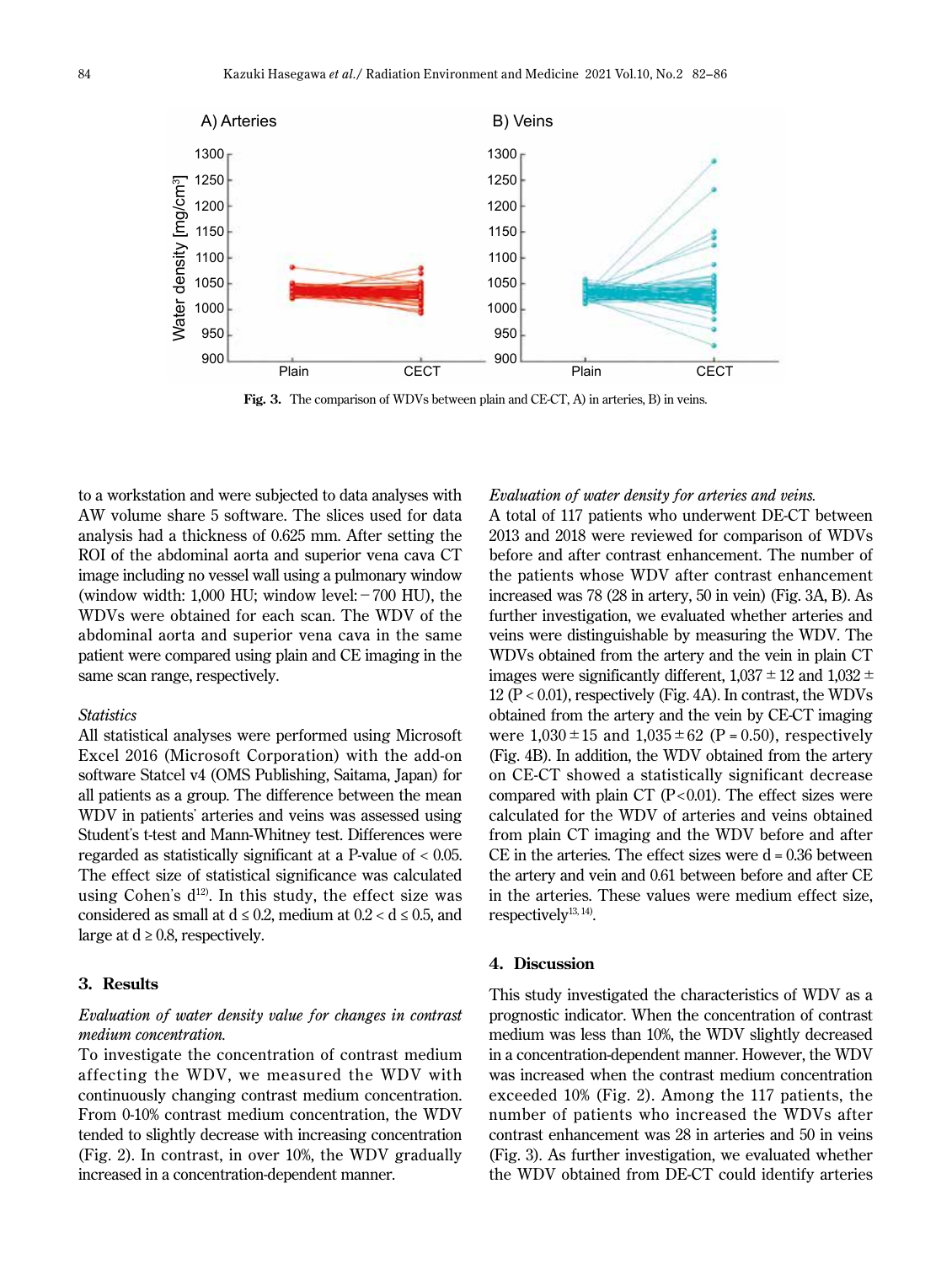Fig. 3. The comparison of WDVs between plain and CE-CT, A) in arteries, B) in veins.

to a workstation and were subjected to data analyses with AW volume share 5 software. The slices used for data analysis had a thickness of 0.625 mm. After setting the ROI of the abdominal aorta and superior vena cava CT image including no vessel wall using a pulmonary window (window width: 1,000 HU; window level: −700 HU), the WDVs were obtained for each scan. The WDV of the abdominal aorta and superior vena cava in the same patient were compared using plain and CE imaging in the same scan range, respectively.

*Statistics*

All statistical analyses were performed using Microsoft Excel 2016 (Microsoft Corporation) with the add-on software Statcel v4 (OMS Publishing, Saitama, Japan) for all patients as a group. The difference between the mean WDV in patients' arteries and veins was assessed using Student's t-test and Mann-Whitney test. Differences were regarded as statistically significant at a P-value of < 0.05. The effect size of statistical significance was calculated using Cohen's d[12]. In this study, the effect size was considered as small at $d \leq 0.2$, medium at $0.2 < d \leq 0.5$, and large at $d \geq 0.8$, respectively.

## 3. Results

*Evaluation of water density value for changes in contrast medium concentration.*

To investigate the concentration of contrast medium affecting the WDV, we measured the WDV with continuously changing contrast medium concentration. From 0-10% contrast medium concentration, the WDV tended to slightly decrease with increasing concentration (Fig. 2). In contrast, in over 10%, the WDV gradually increased in a concentration-dependent manner.

*Evaluation of water density for arteries and veins.*

A total of 117 patients who underwent DE-CT between 2013 and 2018 were reviewed for comparison of WDVs before and after contrast enhancement. The number of the patients whose WDV after contrast enhancement increased was 78 (28 in artery, 50 in vein) (Fig. 3A, B). As further investigation, we evaluated whether arteries and veins were distinguishable by measuring the WDV. The WDVs obtained from the artery and the vein in plain CT images were significantly different, 1,037 ± 12 and 1,032 ± 12 ($P < 0.01$), respectively (Fig. 4A). In contrast, the WDVs obtained from the artery and the vein by CE-CT imaging were 1,030 ± 15 and 1,035 ± 62 ($P = 0.50$), respectively (Fig. 4B). In addition, the WDV obtained from the artery on CE-CT showed a statistically significant decrease compared with plain CT ($P < 0.01$). The effect sizes were calculated for the WDV of arteries and veins obtained from plain CT imaging and the WDV before and after CE in the arteries. The effect sizes were $d = 0.36$ between the artery and vein and 0.61 between before and after CE in the arteries. These values were medium effect size, respectively[13, 14].

## 4. Discussion

This study investigated the characteristics of WDV as a prognostic indicator. When the concentration of contrast medium was less than 10%, the WDV slightly decreased in a concentration-dependent manner. However, the WDV was increased when the contrast medium concentration exceeded 10% (Fig. 2). Among the 117 patients, the number of patients who increased the WDVs after contrast enhancement was 28 in arteries and 50 in veins (Fig. 3). As further investigation, we evaluated whether the WDV obtained from DE-CT could identify arteries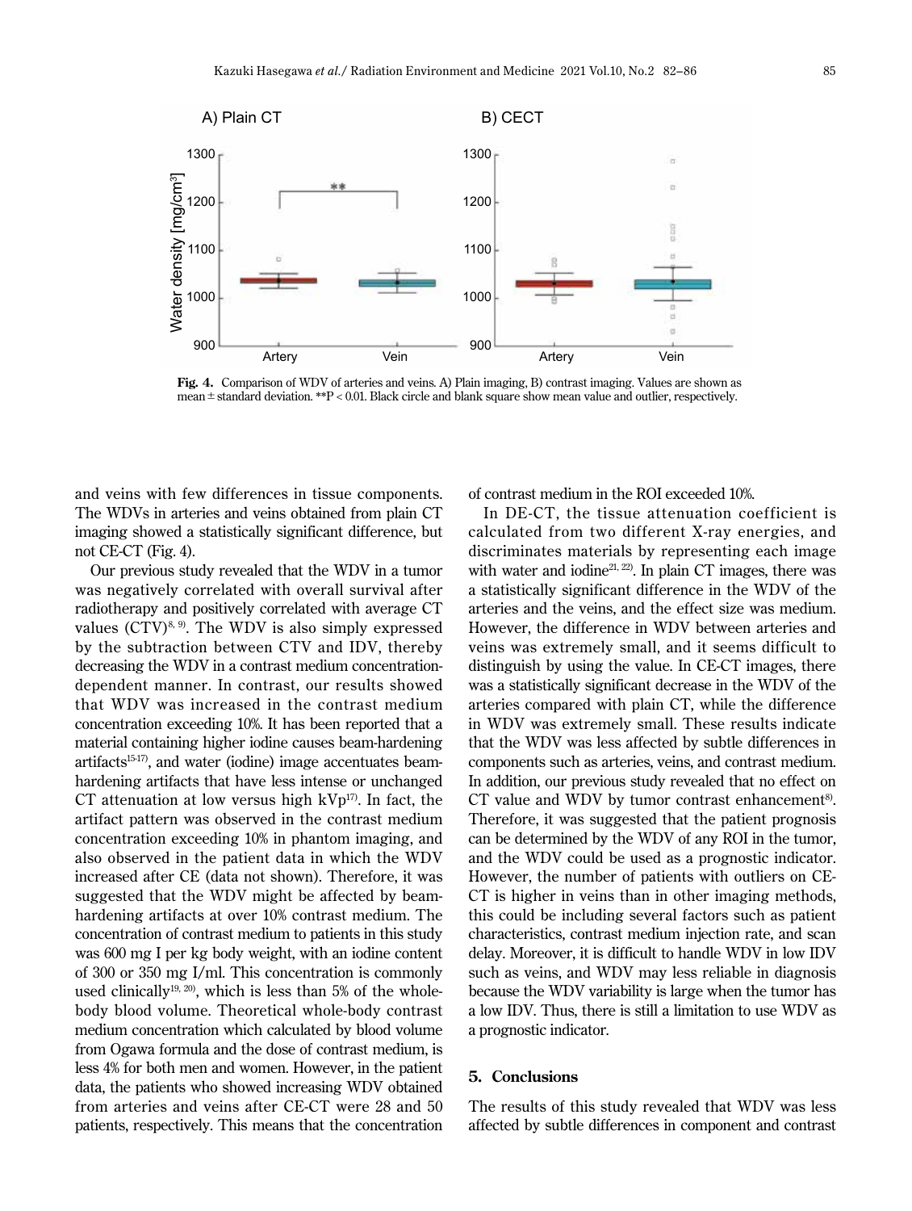Fig. 4. Comparison of WDV of arteries and veins. A) Plain imaging, B) contrast imaging. Values are shown as mean ± standard deviation. **P < 0.01. Black circle and blank square show mean value and outlier, respectively.

and veins with few differences in tissue components. The WDVs in arteries and veins obtained from plain CT imaging showed a statistically significant difference, but not CE-CT (Fig. 4).

Our previous study revealed that the WDV in a tumor was negatively correlated with overall survival after radiotherapy and positively correlated with average CT values (CTV)[8, 9]. The WDV is also simply expressed by the subtraction between CTV and IDV, thereby decreasing the WDV in a contrast medium concentration-dependent manner. In contrast, our results showed that WDV was increased in the contrast medium concentration exceeding 10%. It has been reported that a material containing higher iodine causes beam-hardening artifacts[15-17], and water (iodine) image accentuates beam-hardening artifacts that have less intense or unchanged CT attenuation at low versus high kVp[17]. In fact, the artifact pattern was observed in the contrast medium concentration exceeding 10% in phantom imaging, and also observed in the patient data in which the WDV increased after CE (data not shown). Therefore, it was suggested that the WDV might be affected by beam-hardening artifacts at over 10% contrast medium. The concentration of contrast medium to patients in this study was 600 mg I per kg body weight, with an iodine content of 300 or 350 mg I/ml. This concentration is commonly used clinically[19, 20], which is less than 5% of the whole-body blood volume. Theoretical whole-body contrast medium concentration which calculated by blood volume from Ogawa formula and the dose of contrast medium, is less 4% for both men and women. However, in the patient data, the patients who showed increasing WDV obtained from arteries and veins after CE-CT were 28 and 50 patients, respectively. This means that the concentration of contrast medium in the ROI exceeded 10%.

In DE-CT, the tissue attenuation coefficient is calculated from two different X-ray energies, and discriminates materials by representing each image with water and iodine[21, 22]. In plain CT images, there was a statistically significant difference in the WDV of the arteries and the veins, and the effect size was medium. However, the difference in WDV between arteries and veins was extremely small, and it seems difficult to distinguish by using the value. In CE-CT images, there was a statistically significant decrease in the WDV of the arteries compared with plain CT, while the difference in WDV was extremely small. These results indicate that the WDV was less affected by subtle differences in components such as arteries, veins, and contrast medium. In addition, our previous study revealed that no effect on CT value and WDV by tumor contrast enhancement[8]. Therefore, it was suggested that the patient prognosis can be determined by the WDV of any ROI in the tumor, and the WDV could be used as a prognostic indicator. However, the number of patients with outliers on CE-CT is higher in veins than in other imaging methods, this could be including several factors such as patient characteristics, contrast medium injection rate, and scan delay. Moreover, it is difficult to handle WDV in low IDV such as veins, and WDV may less reliable in diagnosis because the WDV variability is large when the tumor has a low IDV. Thus, there is still a limitation to use WDV as a prognostic indicator.

## 5. Conclusions

The results of this study revealed that WDV was less affected by subtle differences in component and contrast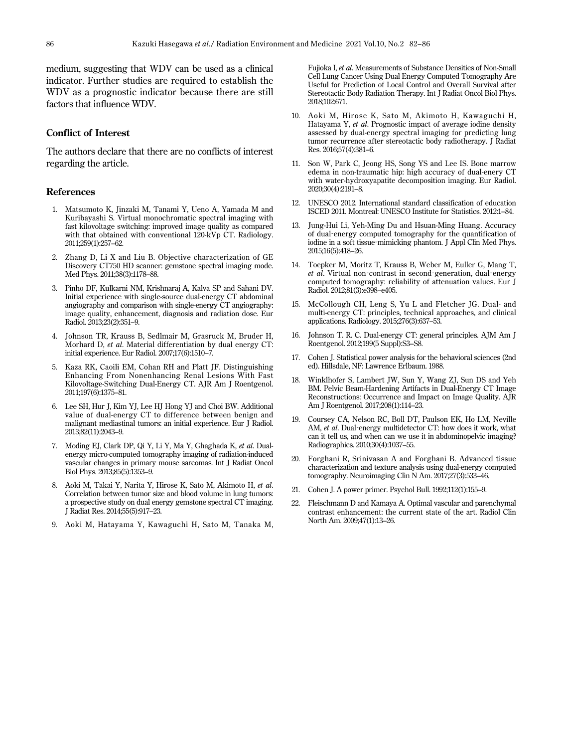medium, suggesting that WDV can be used as a clinical indicator. Further studies are required to establish the WDV as a prognostic indicator because there are still factors that influence WDV.

## Conflict of Interest

The authors declare that there are no conflicts of interest regarding the article.

## References

1. Matsumoto K, Jinzaki M, Tanami Y, Ueno A, Yamada M and Kuribayashi S. Virtual monochromatic spectral imaging with fast kilovoltage switching: improved image quality as compared with that obtained with conventional 120-kVp CT. Radiology. 2011;259(1):257–62.
2. Zhang D, Li X and Liu B. Objective characterization of GE Discovery CT750 HD scanner: gemstone spectral imaging mode. Med Phys. 2011;38(3):1178–88.
3. Pinho DF, Kulkarni NM, Krishnaraj A, Kalva SP and Sahani DV. Initial experience with single-source dual-energy CT abdominal angiography and comparison with single-energy CT angiography: image quality, enhancement, diagnosis and radiation dose. Eur Radiol. 2013;23(2):351–9.
4. Johnson TR, Krauss B, Sedlmair M, Grasruck M, Bruder H, Morhard D, *et al*. Material differentiation by dual energy CT: initial experience. Eur Radiol. 2007;17(6):1510–7.
5. Kaza RK, Caoili EM, Cohan RH and Platt JF. Distinguishing Enhancing From Nonenhancing Renal Lesions With Fast Kilovoltage-Switching Dual-Energy CT. AJR Am J Roentgenol. 2011;197(6):1375–81.
6. Lee SH, Hur J, Kim YJ, Lee HJ Hong YJ and Choi BW. Additional value of dual-energy CT to difference between benign and malignant mediastinal tumors: an initial experience. Eur J Radiol. 2013;82(11):2043–9.
7. Moding EJ, Clark DP, Qi Y, Li Y, Ma Y, Ghaghada K, *et al*. Dual-energy micro-computed tomography imaging of radiation-induced vascular changes in primary mouse sarcomas. Int J Radiat Oncol Biol Phys. 2013;85(5):1353–9.
8. Aoki M, Takai Y, Narita Y, Hirose K, Sato M, Akimoto H, *et al*. Correlation between tumor size and blood volume in lung tumors: a prospective study on dual energy gemstone spectral CT imaging. J Radiat Res. 2014;55(5):917–23.
9. Aoki M, Hatayama Y, Kawaguchi H, Sato M, Tanaka M, Fujioka I, *et al*. Measurements of Substance Densities of Non-Small Cell Lung Cancer Using Dual Energy Computed Tomography Are Useful for Prediction of Local Control and Overall Survival after Stereotactic Body Radiation Therapy. Int J Radiat Oncol Biol Phys. 2018;102:671.
10. Aoki M, Hirose K, Sato M, Akimoto H, Kawaguchi H, Hatayama Y, *et al*. Prognostic impact of average iodine density assessed by dual-energy spectral imaging for predicting lung tumor recurrence after stereotactic body radiotherapy. J Radiat Res. 2016;57(4):381–6.
11. Son W, Park C, Jeong HS, Song YS and Lee IS. Bone marrow edema in non-traumatic hip: high accuracy of dual-energy CT with water-hydroxyapatite decomposition imaging. Eur Radiol. 2020;30(4):2191–8.
12. UNESCO 2012. International standard classification of education ISCED 2011. Montreal: UNESCO Institute for Statistics. 2012:1–84.
13. Jung-Hui Li, Yeh-Ming Du and Hsuan-Ming Huang. Accuracy of dual-energy computed tomography for the quantification of iodine in a soft tissue-mimicking phantom. J Appl Clin Med Phys. 2015;16(5):418–26.
14. Toepker M, Moritz T, Krauss B, Weber M, Euller G, Mang T, *et al*. Virtual non-contrast in second-generation, dual-energy computed tomography: reliability of attenuation values. Eur J Radiol. 2012;81(3):e398–e405.
15. McCollough CH, Leng S, Yu L and Fletcher JG. Dual- and multi-energy CT: principles, technical approaches, and clinical applications. Radiology. 2015;276(3):637–53.
16. Johnson T. R. C. Dual-energy CT: general principles. AJM Am J Roentgenol. 2012;199(5 Suppl):S3–S8.
17. Cohen J. Statistical power analysis for the behavioral sciences (2nd ed). Hillsdale, NF: Lawrence Erlbaum. 1988.
18. Winklhofer S, Lambert JW, Sun Y, Wang ZJ, Sun DS and Yeh BM. Pelvic Beam-Hardening Artifacts in Dual-Energy CT Image Reconstructions: Occurrence and Impact on Image Quality. AJR Am J Roentgenol. 2017;208(1):114–23.
19. Coursey CA, Nelson RC, Boll DT, Paulson EK, Ho LM, Neville AM, *et al*. Dual-energy multidetector CT: how does it work, what can it tell us, and when can we use it in abdominopelvic imaging? Radiographics. 2010;30(4):1037–55.
20. Forghani R, Srinivasan A and Forghani B. Advanced tissue characterization and texture analysis using dual-energy computed tomography. Neuroimaging Clin N Am. 2017;27(3):533–46.
21. Cohen J. A power primer. Psychol Bull. 1992;112(1):155–9.
22. Fleischmann D and Kamaya A. Optimal vascular and parenchymal contrast enhancement: the current state of the art. Radiol Clin North Am. 2009;47(1):13–26.